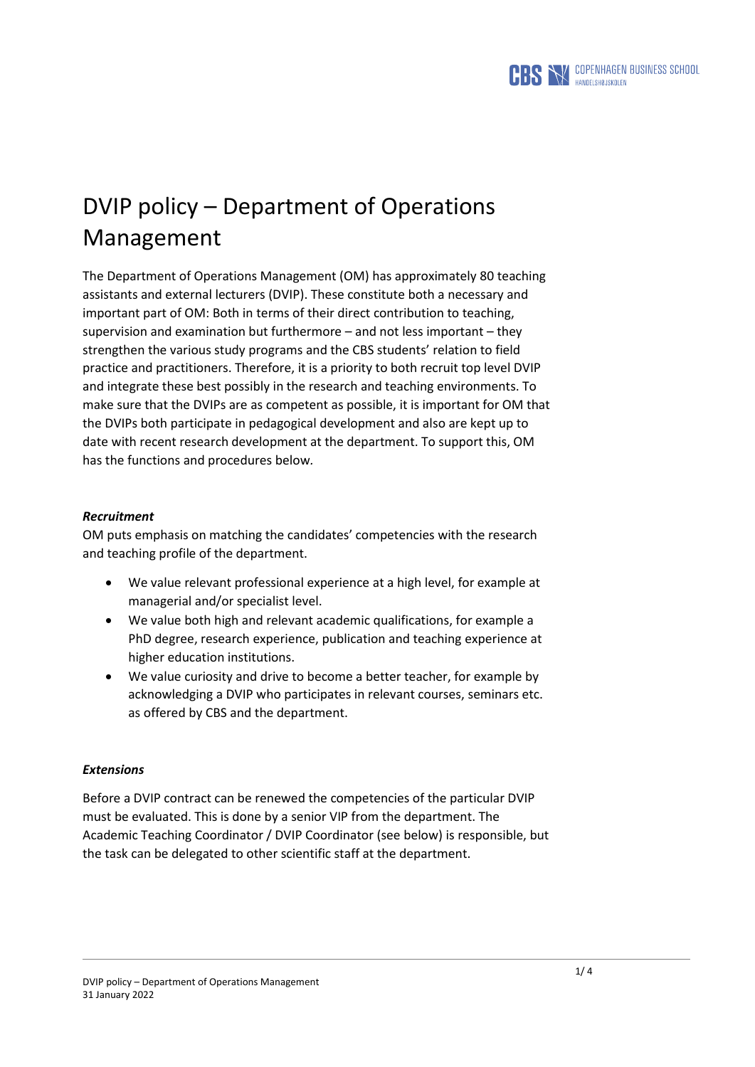# DVIP policy – Department of Operations Management

The Department of Operations Management (OM) has approximately 80 teaching assistants and external lecturers (DVIP). These constitute both a necessary and important part of OM: Both in terms of their direct contribution to teaching, supervision and examination but furthermore – and not less important – they strengthen the various study programs and the CBS students' relation to field practice and practitioners. Therefore, it is a priority to both recruit top level DVIP and integrate these best possibly in the research and teaching environments. To make sure that the DVIPs are as competent as possible, it is important for OM that the DVIPs both participate in pedagogical development and also are kept up to date with recent research development at the department. To support this, OM has the functions and procedures below.

***Recruitment***

OM puts emphasis on matching the candidates' competencies with the research and teaching profile of the department.

- We value relevant professional experience at a high level, for example at managerial and/or specialist level.
- We value both high and relevant academic qualifications, for example a PhD degree, research experience, publication and teaching experience at higher education institutions.
- We value curiosity and drive to become a better teacher, for example by acknowledging a DVIP who participates in relevant courses, seminars etc. as offered by CBS and the department.

***Extensions***

Before a DVIP contract can be renewed the competencies of the particular DVIP must be evaluated. This is done by a senior VIP from the department. The Academic Teaching Coordinator / DVIP Coordinator (see below) is responsible, but the task can be delegated to other scientific staff at the department.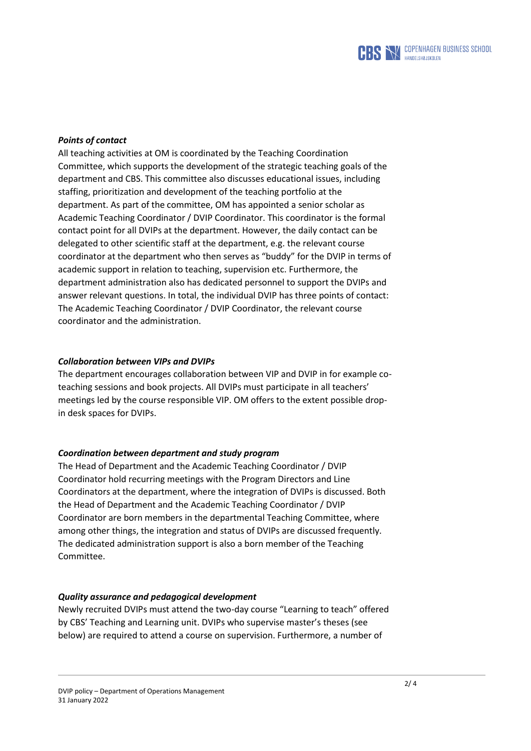***Points of contact***

All teaching activities at OM is coordinated by the Teaching Coordination Committee, which supports the development of the strategic teaching goals of the department and CBS. This committee also discusses educational issues, including staffing, prioritization and development of the teaching portfolio at the department. As part of the committee, OM has appointed a senior scholar as Academic Teaching Coordinator / DVIP Coordinator. This coordinator is the formal contact point for all DVIPs at the department. However, the daily contact can be delegated to other scientific staff at the department, e.g. the relevant course coordinator at the department who then serves as "buddy" for the DVIP in terms of academic support in relation to teaching, supervision etc. Furthermore, the department administration also has dedicated personnel to support the DVIPs and answer relevant questions. In total, the individual DVIP has three points of contact: The Academic Teaching Coordinator / DVIP Coordinator, the relevant course coordinator and the administration.

***Collaboration between VIPs and DVIPs***

The department encourages collaboration between VIP and DVIP in for example co-teaching sessions and book projects. All DVIPs must participate in all teachers' meetings led by the course responsible VIP. OM offers to the extent possible drop-in desk spaces for DVIPs.

***Coordination between department and study program***

The Head of Department and the Academic Teaching Coordinator / DVIP Coordinator hold recurring meetings with the Program Directors and Line Coordinators at the department, where the integration of DVIPs is discussed. Both the Head of Department and the Academic Teaching Coordinator / DVIP Coordinator are born members in the departmental Teaching Committee, where among other things, the integration and status of DVIPs are discussed frequently. The dedicated administration support is also a born member of the Teaching Committee.

***Quality assurance and pedagogical development***

Newly recruited DVIPs must attend the two-day course "Learning to teach" offered by CBS' Teaching and Learning unit. DVIPs who supervise master's theses (see below) are required to attend a course on supervision. Furthermore, a number of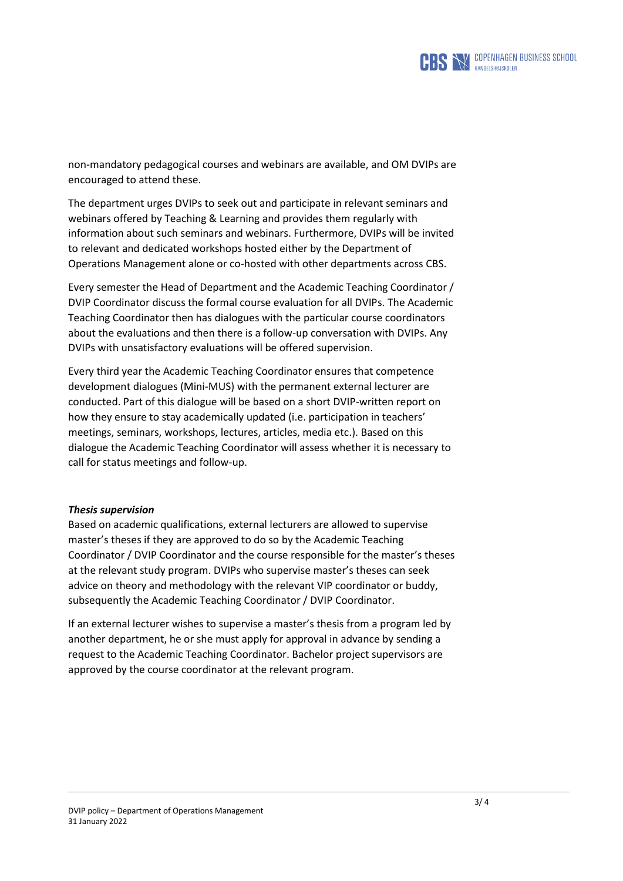non-mandatory pedagogical courses and webinars are available, and OM DVIPs are encouraged to attend these.

The department urges DVIPs to seek out and participate in relevant seminars and webinars offered by Teaching & Learning and provides them regularly with information about such seminars and webinars. Furthermore, DVIPs will be invited to relevant and dedicated workshops hosted either by the Department of Operations Management alone or co-hosted with other departments across CBS.

Every semester the Head of Department and the Academic Teaching Coordinator / DVIP Coordinator discuss the formal course evaluation for all DVIPs. The Academic Teaching Coordinator then has dialogues with the particular course coordinators about the evaluations and then there is a follow-up conversation with DVIPs. Any DVIPs with unsatisfactory evaluations will be offered supervision.

Every third year the Academic Teaching Coordinator ensures that competence development dialogues (Mini-MUS) with the permanent external lecturer are conducted. Part of this dialogue will be based on a short DVIP-written report on how they ensure to stay academically updated (i.e. participation in teachers' meetings, seminars, workshops, lectures, articles, media etc.). Based on this dialogue the Academic Teaching Coordinator will assess whether it is necessary to call for status meetings and follow-up.

***Thesis supervision***

Based on academic qualifications, external lecturers are allowed to supervise master's theses if they are approved to do so by the Academic Teaching Coordinator / DVIP Coordinator and the course responsible for the master's theses at the relevant study program. DVIPs who supervise master's theses can seek advice on theory and methodology with the relevant VIP coordinator or buddy, subsequently the Academic Teaching Coordinator / DVIP Coordinator.

If an external lecturer wishes to supervise a master's thesis from a program led by another department, he or she must apply for approval in advance by sending a request to the Academic Teaching Coordinator. Bachelor project supervisors are approved by the course coordinator at the relevant program.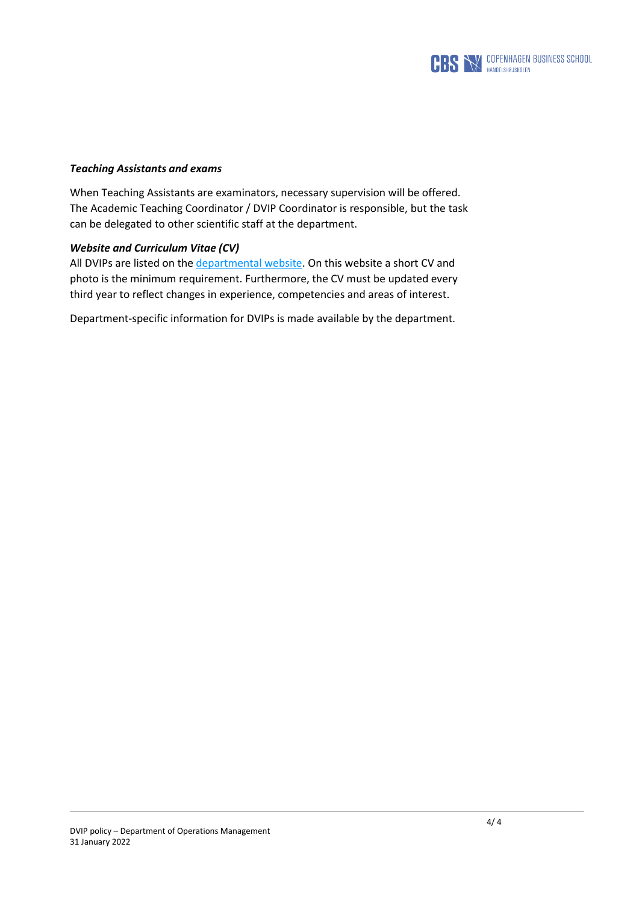***Teaching Assistants and exams***

When Teaching Assistants are examinators, necessary supervision will be offered. The Academic Teaching Coordinator / DVIP Coordinator is responsible, but the task can be delegated to other scientific staff at the department.

***Website and Curriculum Vitae (CV)***

All DVIPs are listed on the departmental website. On this website a short CV and photo is the minimum requirement. Furthermore, the CV must be updated every third year to reflect changes in experience, competencies and areas of interest.

Department-specific information for DVIPs is made available by the department.